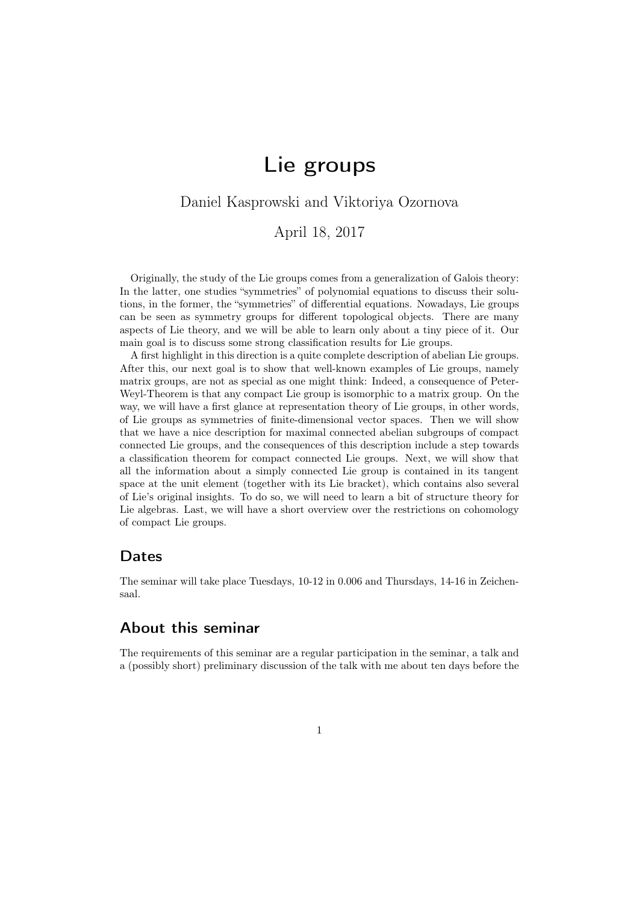# Lie groups

Daniel Kasprowski and Viktoriya Ozornova

April 18, 2017

Originally, the study of the Lie groups comes from a generalization of Galois theory: In the latter, one studies "symmetries" of polynomial equations to discuss their solutions, in the former, the "symmetries" of differential equations. Nowadays, Lie groups can be seen as symmetry groups for different topological objects. There are many aspects of Lie theory, and we will be able to learn only about a tiny piece of it. Our main goal is to discuss some strong classification results for Lie groups.

A first highlight in this direction is a quite complete description of abelian Lie groups. After this, our next goal is to show that well-known examples of Lie groups, namely matrix groups, are not as special as one might think: Indeed, a consequence of Peter-Weyl-Theorem is that any compact Lie group is isomorphic to a matrix group. On the way, we will have a first glance at representation theory of Lie groups, in other words, of Lie groups as symmetries of finite-dimensional vector spaces. Then we will show that we have a nice description for maximal connected abelian subgroups of compact connected Lie groups, and the consequences of this description include a step towards a classification theorem for compact connected Lie groups. Next, we will show that all the information about a simply connected Lie group is contained in its tangent space at the unit element (together with its Lie bracket), which contains also several of Lie's original insights. To do so, we will need to learn a bit of structure theory for Lie algebras. Last, we will have a short overview over the restrictions on cohomology of compact Lie groups.

## Dates

The seminar will take place Tuesdays, 10-12 in 0.006 and Thursdays, 14-16 in Zeichensaal.

## About this seminar

The requirements of this seminar are a regular participation in the seminar, a talk and a (possibly short) preliminary discussion of the talk with me about ten days before the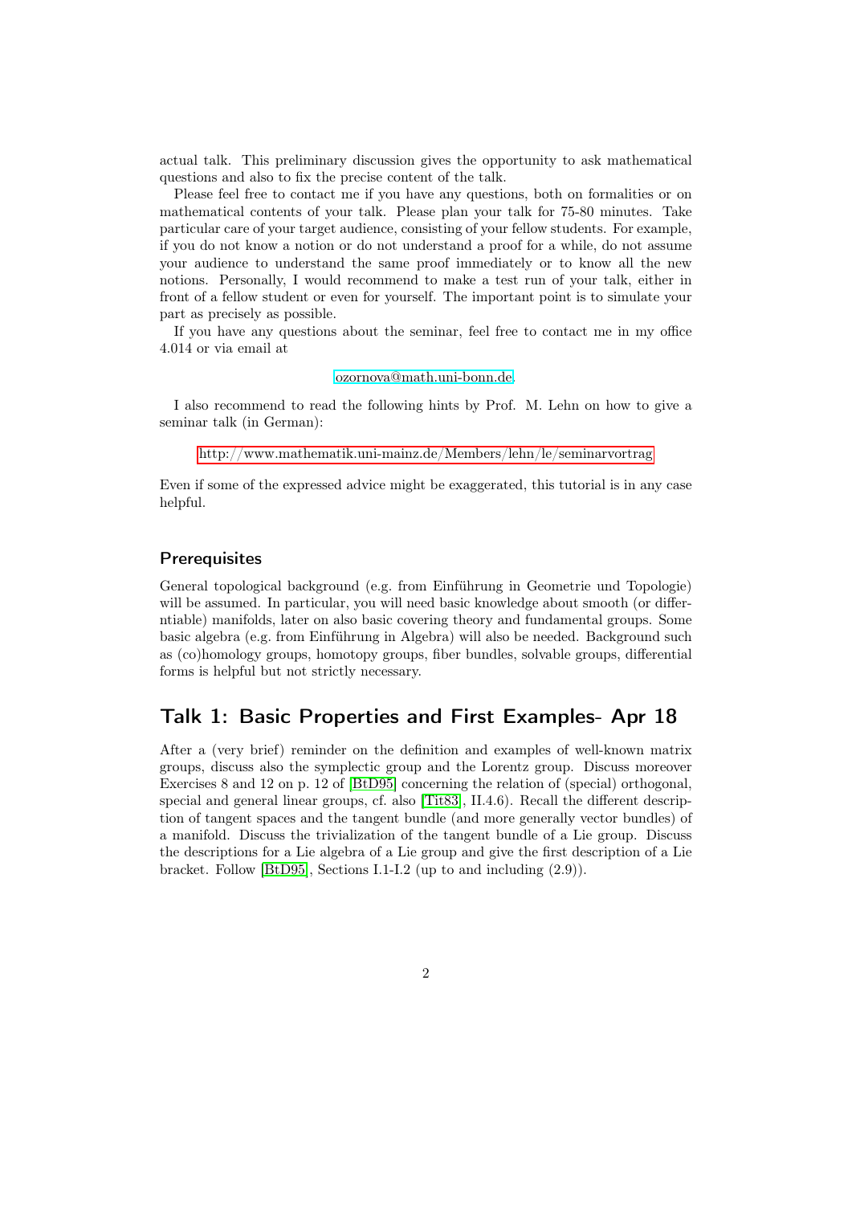actual talk. This preliminary discussion gives the opportunity to ask mathematical questions and also to fix the precise content of the talk.

Please feel free to contact me if you have any questions, both on formalities or on mathematical contents of your talk. Please plan your talk for 75-80 minutes. Take particular care of your target audience, consisting of your fellow students. For example, if you do not know a notion or do not understand a proof for a while, do not assume your audience to understand the same proof immediately or to know all the new notions. Personally, I would recommend to make a test run of your talk, either in front of a fellow student or even for yourself. The important point is to simulate your part as precisely as possible.

If you have any questions about the seminar, feel free to contact me in my office 4.014 or via email at

ozornova@math.uni-bonn.de.

I also recommend to read the following hints by Prof. M. Lehn on how to give a seminar talk (in German):

http://www.mathematik.uni-mainz.de/Members/lehn/le/seminarvortrag

Even if some of the expressed advice might be exaggerated, this tutorial is in any case helpful.

### Prerequisites

General topological background (e.g. from Einführung in Geometrie und Topologie) will be assumed. In particular, you will need basic knowledge about smooth (or differntiable) manifolds, later on also basic covering theory and fundamental groups. Some basic algebra (e.g. from Einführung in Algebra) will also be needed. Background such as (co)homology groups, homotopy groups, fiber bundles, solvable groups, differential forms is helpful but not strictly necessary.

## Talk 1: Basic Properties and First Examples- Apr 18

After a (very brief) reminder on the definition and examples of well-known matrix groups, discuss also the symplectic group and the Lorentz group. Discuss moreover Exercises 8 and 12 on p. 12 of [BtD95] concerning the relation of (special) orthogonal, special and general linear groups, cf. also [Tit83], II.4.6). Recall the different description of tangent spaces and the tangent bundle (and more generally vector bundles) of a manifold. Discuss the trivialization of the tangent bundle of a Lie group. Discuss the descriptions for a Lie algebra of a Lie group and give the first description of a Lie bracket. Follow [BtD95], Sections I.1-I.2 (up to and including (2.9)).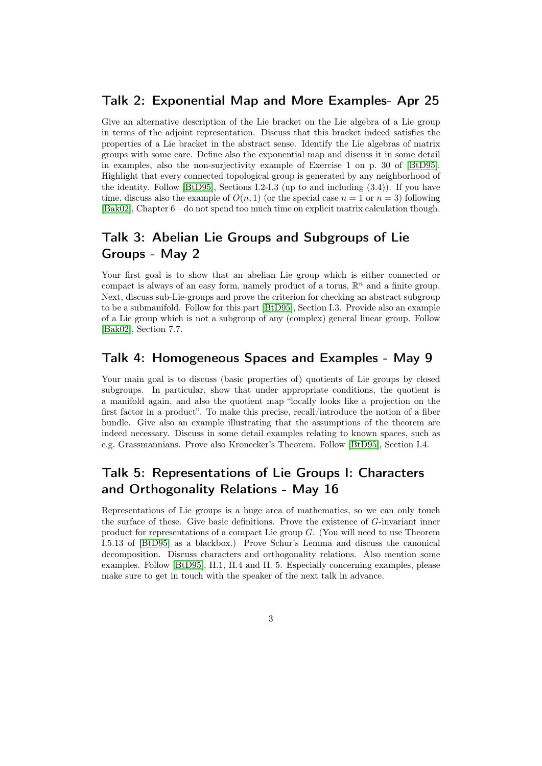## Talk 2: Exponential Map and More Examples- Apr 25

Give an alternative description of the Lie bracket on the Lie algebra of a Lie group in terms of the adjoint representation. Discuss that this bracket indeed satisfies the properties of a Lie bracket in the abstract sense. Identify the Lie algebras of matrix groups with some care. Define also the exponential map and discuss it in some detail in examples, also the non-surjectivity example of Exercise 1 on p. 30 of [BtD95]. Highlight that every connected topological group is generated by any neighborhood of the identity. Follow [BtD95], Sections I.2-I.3 (up to and including (3.4)). If you have time, discuss also the example of $O(n, 1)$ (or the special case $n = 1$ or $n = 3$) following [Bak02], Chapter 6 – do not spend too much time on explicit matrix calculation though.

## Talk 3: Abelian Lie Groups and Subgroups of Lie Groups - May 2

Your first goal is to show that an abelian Lie group which is either connected or compact is always of an easy form, namely product of a torus, $\mathbb{R}^n$ and a finite group. Next, discuss sub-Lie-groups and prove the criterion for checking an abstract subgroup to be a submanifold. Follow for this part [BtD95], Section I.3. Provide also an example of a Lie group which is not a subgroup of any (complex) general linear group. Follow [Bak02], Section 7.7.

## Talk 4: Homogeneous Spaces and Examples - May 9

Your main goal is to discuss (basic properties of) quotients of Lie groups by closed subgroups. In particular, show that under appropriate conditions, the quotient is a manifold again, and also the quotient map "locally looks like a projection on the first factor in a product". To make this precise, recall/introduce the notion of a fiber bundle. Give also an example illustrating that the assumptions of the theorem are indeed necessary. Discuss in some detail examples relating to known spaces, such as e.g. Grassmannians. Prove also Kronecker's Theorem. Follow [BtD95], Section I.4.

## Talk 5: Representations of Lie Groups I: Characters and Orthogonality Relations - May 16

Representations of Lie groups is a huge area of mathematics, so we can only touch the surface of these. Give basic definitions. Prove the existence of $G$-invariant inner product for representations of a compact Lie group $G$. (You will need to use Theorem I.5.13 of [BtD95] as a blackbox.) Prove Schur's Lemma and discuss the canonical decomposition. Discuss characters and orthogonality relations. Also mention some examples. Follow [BtD95], II.1, II.4 and II. 5. Especially concerning examples, please make sure to get in touch with the speaker of the next talk in advance.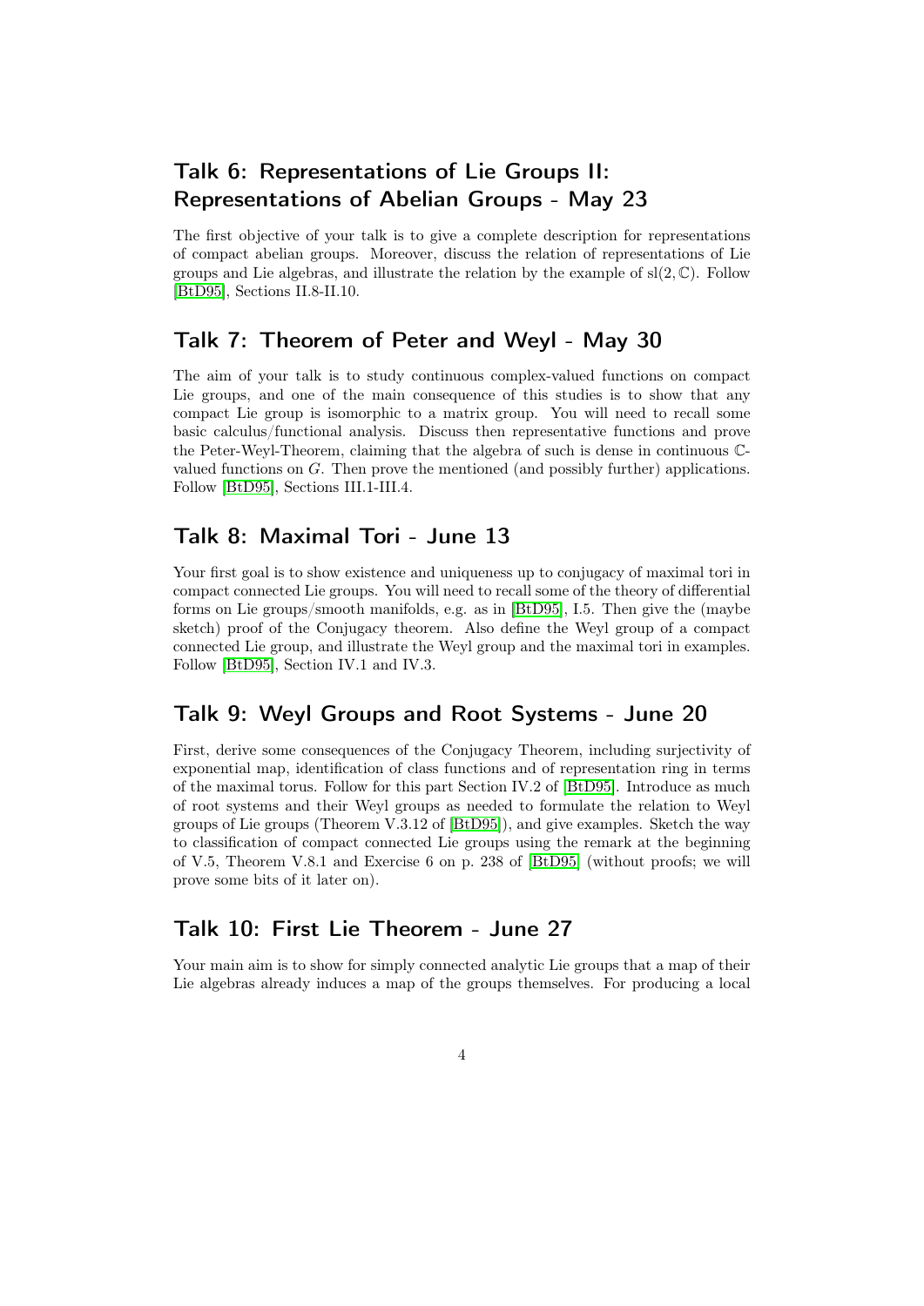## Talk 6: Representations of Lie Groups II: Representations of Abelian Groups - May 23

The first objective of your talk is to give a complete description for representations of compact abelian groups. Moreover, discuss the relation of representations of Lie groups and Lie algebras, and illustrate the relation by the example of $\mathrm{sl}(2,\mathbb{C})$. Follow [BtD95], Sections II.8-II.10.

## Talk 7: Theorem of Peter and Weyl - May 30

The aim of your talk is to study continuous complex-valued functions on compact Lie groups, and one of the main consequence of this studies is to show that any compact Lie group is isomorphic to a matrix group. You will need to recall some basic calculus/functional analysis. Discuss then representative functions and prove the Peter-Weyl-Theorem, claiming that the algebra of such is dense in continuous $\mathbb{C}$-valued functions on $G$. Then prove the mentioned (and possibly further) applications. Follow [BtD95], Sections III.1-III.4.

## Talk 8: Maximal Tori - June 13

Your first goal is to show existence and uniqueness up to conjugacy of maximal tori in compact connected Lie groups. You will need to recall some of the theory of differential forms on Lie groups/smooth manifolds, e.g. as in [BtD95], I.5. Then give the (maybe sketch) proof of the Conjugacy theorem. Also define the Weyl group of a compact connected Lie group, and illustrate the Weyl group and the maximal tori in examples. Follow [BtD95], Section IV.1 and IV.3.

## Talk 9: Weyl Groups and Root Systems - June 20

First, derive some consequences of the Conjugacy Theorem, including surjectivity of exponential map, identification of class functions and of representation ring in terms of the maximal torus. Follow for this part Section IV.2 of [BtD95]. Introduce as much of root systems and their Weyl groups as needed to formulate the relation to Weyl groups of Lie groups (Theorem V.3.12 of [BtD95]), and give examples. Sketch the way to classification of compact connected Lie groups using the remark at the beginning of V.5, Theorem V.8.1 and Exercise 6 on p. 238 of [BtD95] (without proofs; we will prove some bits of it later on).

## Talk 10: First Lie Theorem - June 27

Your main aim is to show for simply connected analytic Lie groups that a map of their Lie algebras already induces a map of the groups themselves. For producing a local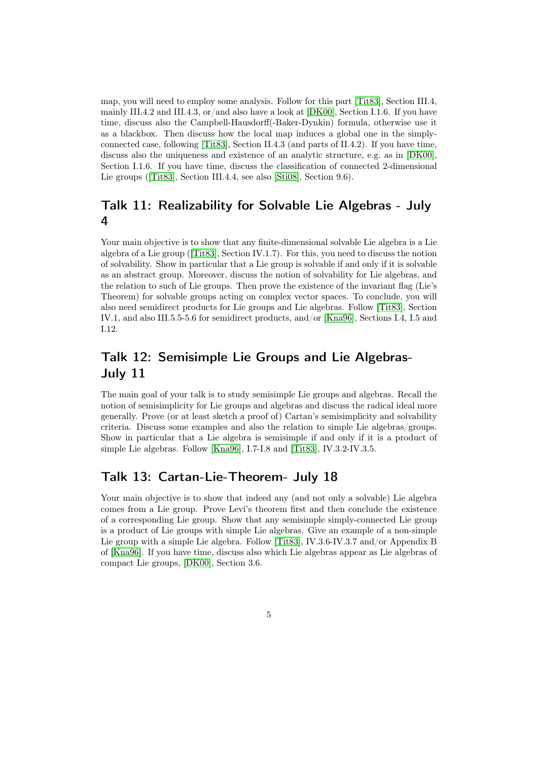map, you will need to employ some analysis. Follow for this part [Tit83], Section III.4, mainly III.4.2 and III.4.3, or/and also have a look at [DK00], Section I.1.6. If you have time, discuss also the Campbell-Hausdorff(-Baker-Dynkin) formula, otherwise use it as a blackbox. Then discuss how the local map induces a global one in the simply-connected case, following [Tit83], Section II.4.3 (and parts of II.4.2). If you have time, discuss also the uniqueness and existence of an analytic structure, e.g. as in [DK00], Section I.1.6. If you have time, discuss the classification of connected 2-dimensional Lie groups ([Tit83], Section III.4.4, see also [Sti08], Section 9.6).

## Talk 11: Realizability for Solvable Lie Algebras - July 4

Your main objective is to show that any finite-dimensional solvable Lie algebra is a Lie algebra of a Lie group ([Tit83], Section IV.1.7). For this, you need to discuss the notion of solvability. Show in particular that a Lie group is solvable if and only if it is solvable as an abstract group. Moreover, discuss the notion of solvability for Lie algebras, and the relation to such of Lie groups. Then prove the existence of the invariant flag (Lie's Theorem) for solvable groups acting on complex vector spaces. To conclude, you will also need semidirect products for Lie groups and Lie algebras. Follow [Tit83], Section IV.1, and also III.5.5-5.6 for semidirect products, and/or [Kna96], Sections I.4, I.5 and I.12.

## Talk 12: Semisimple Lie Groups and Lie Algebras- July 11

The main goal of your talk is to study semisimple Lie groups and algebras. Recall the notion of semisimplicity for Lie groups and algebras and discuss the radical ideal more generally. Prove (or at least sketch a proof of) Cartan's semisimplicity and solvability criteria. Discuss some examples and also the relation to simple Lie algebras/groups. Show in particular that a Lie algebra is semisimple if and only if it is a product of simple Lie algebras. Follow [Kna96], I.7-I.8 and [Tit83], IV.3.2-IV.3.5.

## Talk 13: Cartan-Lie-Theorem- July 18

Your main objective is to show that indeed any (and not only a solvable) Lie algebra comes from a Lie group. Prove Levi's theorem first and then conclude the existence of a corresponding Lie group. Show that any semisimple simply-connected Lie group is a product of Lie groups with simple Lie algebras. Give an example of a non-simple Lie group with a simple Lie algebra. Follow [Tit83], IV.3.6-IV.3.7 and/or Appendix B of [Kna96]. If you have time, discuss also which Lie algebras appear as Lie algebras of compact Lie groups, [DK00], Section 3.6.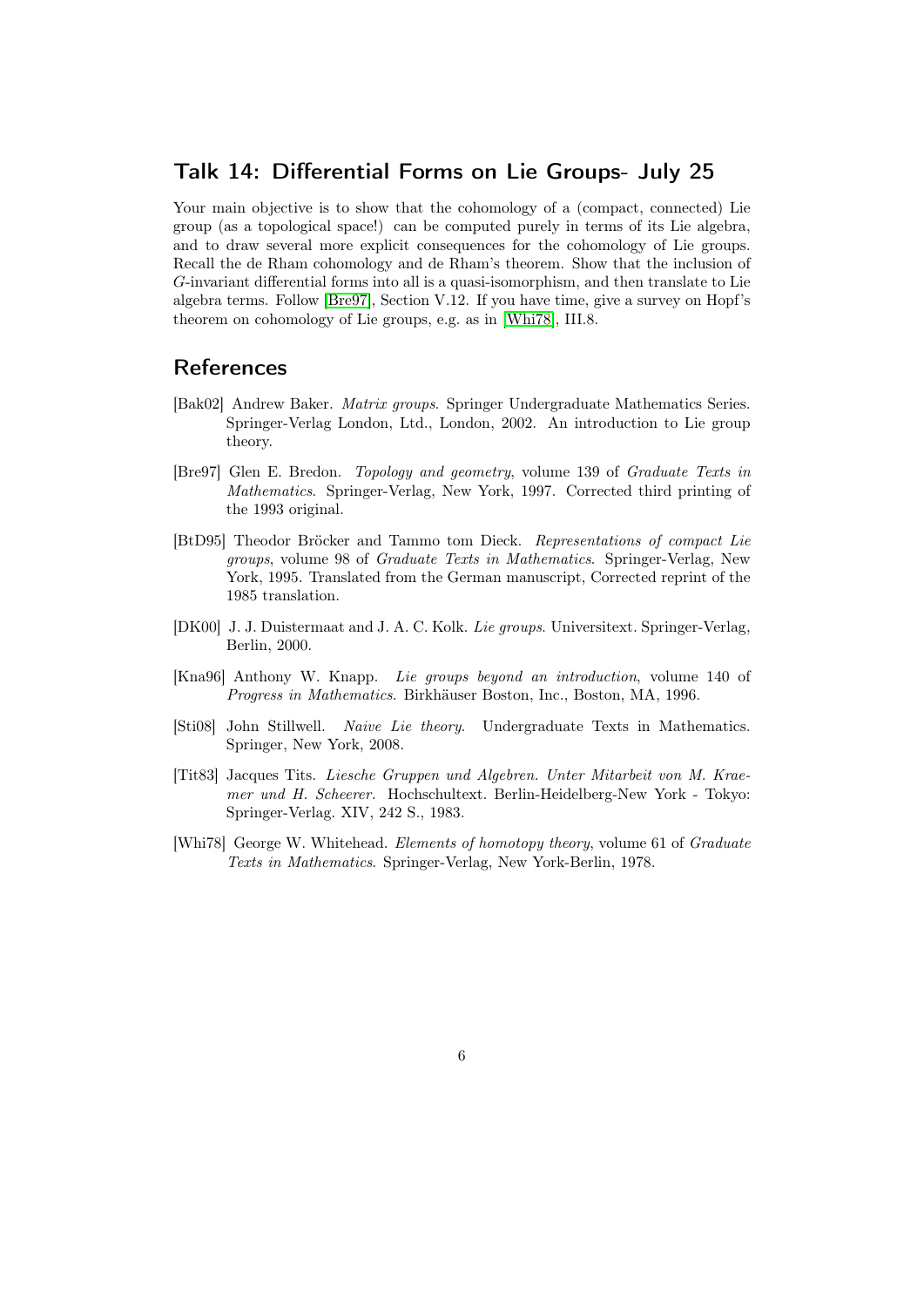## Talk 14: Differential Forms on Lie Groups- July 25

Your main objective is to show that the cohomology of a (compact, connected) Lie group (as a topological space!) can be computed purely in terms of its Lie algebra, and to draw several more explicit consequences for the cohomology of Lie groups. Recall the de Rham cohomology and de Rham's theorem. Show that the inclusion of $G$-invariant differential forms into all is a quasi-isomorphism, and then translate to Lie algebra terms. Follow [Bre97], Section V.12. If you have time, give a survey on Hopf's theorem on cohomology of Lie groups, e.g. as in [Whi78], III.8.

## References

[Bak02] Andrew Baker. *Matrix groups*. Springer Undergraduate Mathematics Series. Springer-Verlag London, Ltd., London, 2002. An introduction to Lie group theory.

[Bre97] Glen E. Bredon. *Topology and geometry*, volume 139 of *Graduate Texts in Mathematics*. Springer-Verlag, New York, 1997. Corrected third printing of the 1993 original.

[BtD95] Theodor Bröcker and Tammo tom Dieck. *Representations of compact Lie groups*, volume 98 of *Graduate Texts in Mathematics*. Springer-Verlag, New York, 1995. Translated from the German manuscript, Corrected reprint of the 1985 translation.

[DK00] J. J. Duistermaat and J. A. C. Kolk. *Lie groups*. Universitext. Springer-Verlag, Berlin, 2000.

[Kna96] Anthony W. Knapp. *Lie groups beyond an introduction*, volume 140 of *Progress in Mathematics*. Birkhäuser Boston, Inc., Boston, MA, 1996.

[Sti08] John Stillwell. *Naive Lie theory*. Undergraduate Texts in Mathematics. Springer, New York, 2008.

[Tit83] Jacques Tits. *Liesche Gruppen und Algebren. Unter Mitarbeit von M. Kraemer und H. Scheerer*. Hochschultext. Berlin-Heidelberg-New York - Tokyo: Springer-Verlag. XIV, 242 S., 1983.

[Whi78] George W. Whitehead. *Elements of homotopy theory*, volume 61 of *Graduate Texts in Mathematics*. Springer-Verlag, New York-Berlin, 1978.